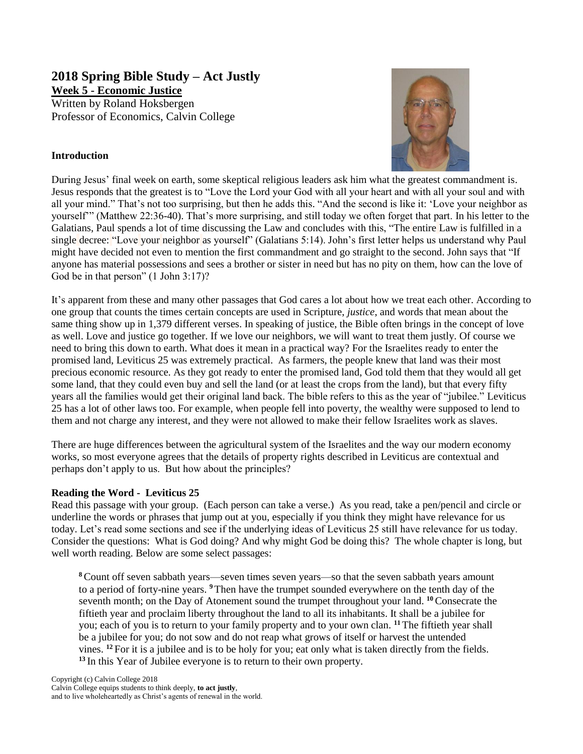# 2018 Spring Bible Study – Act Justly

## Week 5 - Economic Justice

Written by Roland Hoksbergen
Professor of Economics, Calvin College

### Introduction

During Jesus' final week on earth, some skeptical religious leaders ask him what the greatest commandment is. Jesus responds that the greatest is to "Love the Lord your God with all your heart and with all your soul and with all your mind." That's not too surprising, but then he adds this. "And the second is like it: 'Love your neighbor as yourself'" (Matthew 22:36-40). That's more surprising, and still today we often forget that part. In his letter to the Galatians, Paul spends a lot of time discussing the Law and concludes with this, "The entire Law is fulfilled in a single decree: "Love your neighbor as yourself" (Galatians 5:14). John's first letter helps us understand why Paul might have decided not even to mention the first commandment and go straight to the second. John says that "If anyone has material possessions and sees a brother or sister in need but has no pity on them, how can the love of God be in that person" (1 John 3:17)?

It's apparent from these and many other passages that God cares a lot about how we treat each other. According to one group that counts the times certain concepts are used in Scripture, *justice*, and words that mean about the same thing show up in 1,379 different verses. In speaking of justice, the Bible often brings in the concept of love as well. Love and justice go together. If we love our neighbors, we will want to treat them justly. Of course we need to bring this down to earth. What does it mean in a practical way? For the Israelites ready to enter the promised land, Leviticus 25 was extremely practical. As farmers, the people knew that land was their most precious economic resource. As they got ready to enter the promised land, God told them that they would all get some land, that they could even buy and sell the land (or at least the crops from the land), but that every fifty years all the families would get their original land back. The bible refers to this as the year of "jubilee." Leviticus 25 has a lot of other laws too. For example, when people fell into poverty, the wealthy were supposed to lend to them and not charge any interest, and they were not allowed to make their fellow Israelites work as slaves.

There are huge differences between the agricultural system of the Israelites and the way our modern economy works, so most everyone agrees that the details of property rights described in Leviticus are contextual and perhaps don't apply to us. But how about the principles?

### Reading the Word - Leviticus 25

Read this passage with your group. (Each person can take a verse.) As you read, take a pen/pencil and circle or underline the words or phrases that jump out at you, especially if you think they might have relevance for us today. Let's read some sections and see if the underlying ideas of Leviticus 25 still have relevance for us today. Consider the questions: What is God doing? And why might God be doing this? The whole chapter is long, but well worth reading. Below are some select passages:

> **8** Count off seven sabbath years—seven times seven years—so that the seven sabbath years amount to a period of forty-nine years. **9** Then have the trumpet sounded everywhere on the tenth day of the seventh month; on the Day of Atonement sound the trumpet throughout your land. **10** Consecrate the fiftieth year and proclaim liberty throughout the land to all its inhabitants. It shall be a jubilee for you; each of you is to return to your family property and to your own clan. **11** The fiftieth year shall be a jubilee for you; do not sow and do not reap what grows of itself or harvest the untended vines. **12** For it is a jubilee and is to be holy for you; eat only what is taken directly from the fields. **13** In this Year of Jubilee everyone is to return to their own property.

Copyright (c) Calvin College 2018
Calvin College equips students to think deeply, **to act justly**, and to live wholeheartedly as Christ's agents of renewal in the world.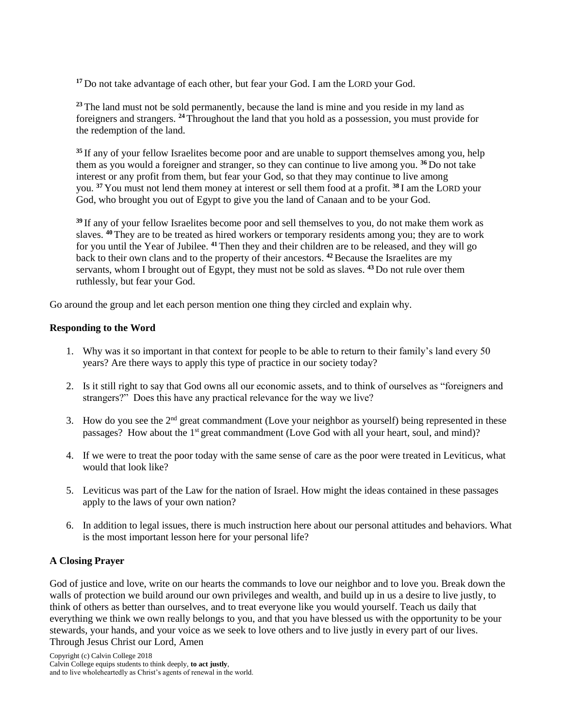[17] Do not take advantage of each other, but fear your God. I am the LORD your God.

[23] The land must not be sold permanently, because the land is mine and you reside in my land as foreigners and strangers. [24] Throughout the land that you hold as a possession, you must provide for the redemption of the land.

[35] If any of your fellow Israelites become poor and are unable to support themselves among you, help them as you would a foreigner and stranger, so they can continue to live among you. [36] Do not take interest or any profit from them, but fear your God, so that they may continue to live among you. [37] You must not lend them money at interest or sell them food at a profit. [38] I am the LORD your God, who brought you out of Egypt to give you the land of Canaan and to be your God.

[39] If any of your fellow Israelites become poor and sell themselves to you, do not make them work as slaves. [40] They are to be treated as hired workers or temporary residents among you; they are to work for you until the Year of Jubilee. [41] Then they and their children are to be released, and they will go back to their own clans and to the property of their ancestors. [42] Because the Israelites are my servants, whom I brought out of Egypt, they must not be sold as slaves. [43] Do not rule over them ruthlessly, but fear your God.

Go around the group and let each person mention one thing they circled and explain why.

**Responding to the Word**

1. Why was it so important in that context for people to be able to return to their family's land every 50 years? Are there ways to apply this type of practice in our society today?

2. Is it still right to say that God owns all our economic assets, and to think of ourselves as "foreigners and strangers?" Does this have any practical relevance for the way we live?

3. How do you see the 2nd great commandment (Love your neighbor as yourself) being represented in these passages? How about the 1st great commandment (Love God with all your heart, soul, and mind)?

4. If we were to treat the poor today with the same sense of care as the poor were treated in Leviticus, what would that look like?

5. Leviticus was part of the Law for the nation of Israel. How might the ideas contained in these passages apply to the laws of your own nation?

6. In addition to legal issues, there is much instruction here about our personal attitudes and behaviors. What is the most important lesson here for your personal life?

**A Closing Prayer**

God of justice and love, write on our hearts the commands to love our neighbor and to love you. Break down the walls of protection we build around our own privileges and wealth, and build up in us a desire to live justly, to think of others as better than ourselves, and to treat everyone like you would yourself. Teach us daily that everything we think we own really belongs to you, and that you have blessed us with the opportunity to be your stewards, your hands, and your voice as we seek to love others and to live justly in every part of our lives. Through Jesus Christ our Lord, Amen

Copyright (c) Calvin College 2018
Calvin College equips students to think deeply, **to act justly**,
and to live wholeheartedly as Christ's agents of renewal in the world.